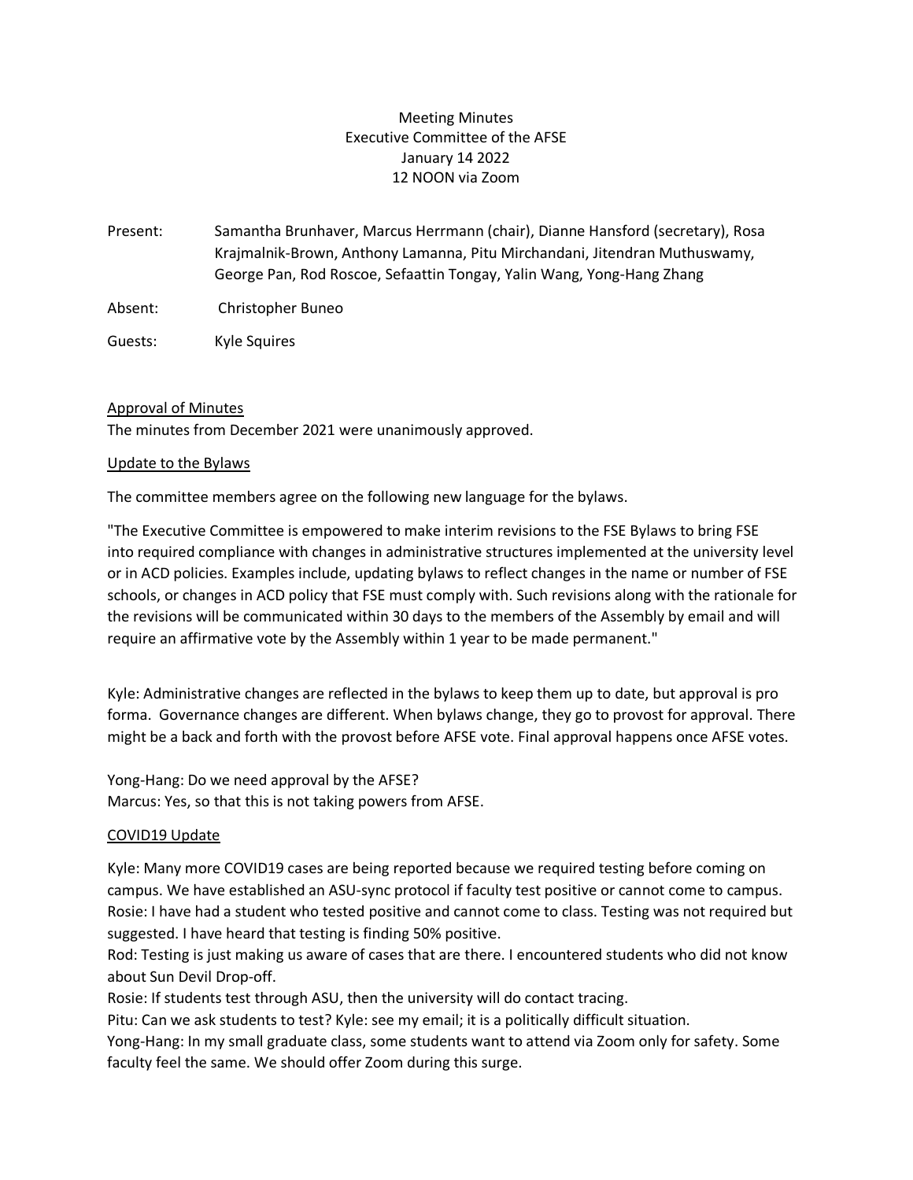Meeting Minutes
Executive Committee of the AFSE
January 14 2022
12 NOON via Zoom

Present: Samantha Brunhaver, Marcus Herrmann (chair), Dianne Hansford (secretary), Rosa Krajmalnik-Brown, Anthony Lamanna, Pitu Mirchandani, Jitendran Muthuswamy, George Pan, Rod Roscoe, Sefaattin Tongay, Yalin Wang, Yong-Hang Zhang

Absent: Christopher Buneo

Guests: Kyle Squires

## Approval of Minutes

The minutes from December 2021 were unanimously approved.

## Update to the Bylaws

The committee members agree on the following new language for the bylaws.

"The Executive Committee is empowered to make interim revisions to the FSE Bylaws to bring FSE into required compliance with changes in administrative structures implemented at the university level or in ACD policies. Examples include, updating bylaws to reflect changes in the name or number of FSE schools, or changes in ACD policy that FSE must comply with. Such revisions along with the rationale for the revisions will be communicated within 30 days to the members of the Assembly by email and will require an affirmative vote by the Assembly within 1 year to be made permanent."

Kyle: Administrative changes are reflected in the bylaws to keep them up to date, but approval is pro forma. Governance changes are different. When bylaws change, they go to provost for approval. There might be a back and forth with the provost before AFSE vote. Final approval happens once AFSE votes.

Yong-Hang: Do we need approval by the AFSE?
Marcus: Yes, so that this is not taking powers from AFSE.

## COVID19 Update

Kyle: Many more COVID19 cases are being reported because we required testing before coming on campus. We have established an ASU-sync protocol if faculty test positive or cannot come to campus.
Rosie: I have had a student who tested positive and cannot come to class. Testing was not required but suggested. I have heard that testing is finding 50% positive.
Rod: Testing is just making us aware of cases that are there. I encountered students who did not know about Sun Devil Drop-off.
Rosie: If students test through ASU, then the university will do contact tracing.
Pitu: Can we ask students to test? Kyle: see my email; it is a politically difficult situation.
Yong-Hang: In my small graduate class, some students want to attend via Zoom only for safety. Some faculty feel the same. We should offer Zoom during this surge.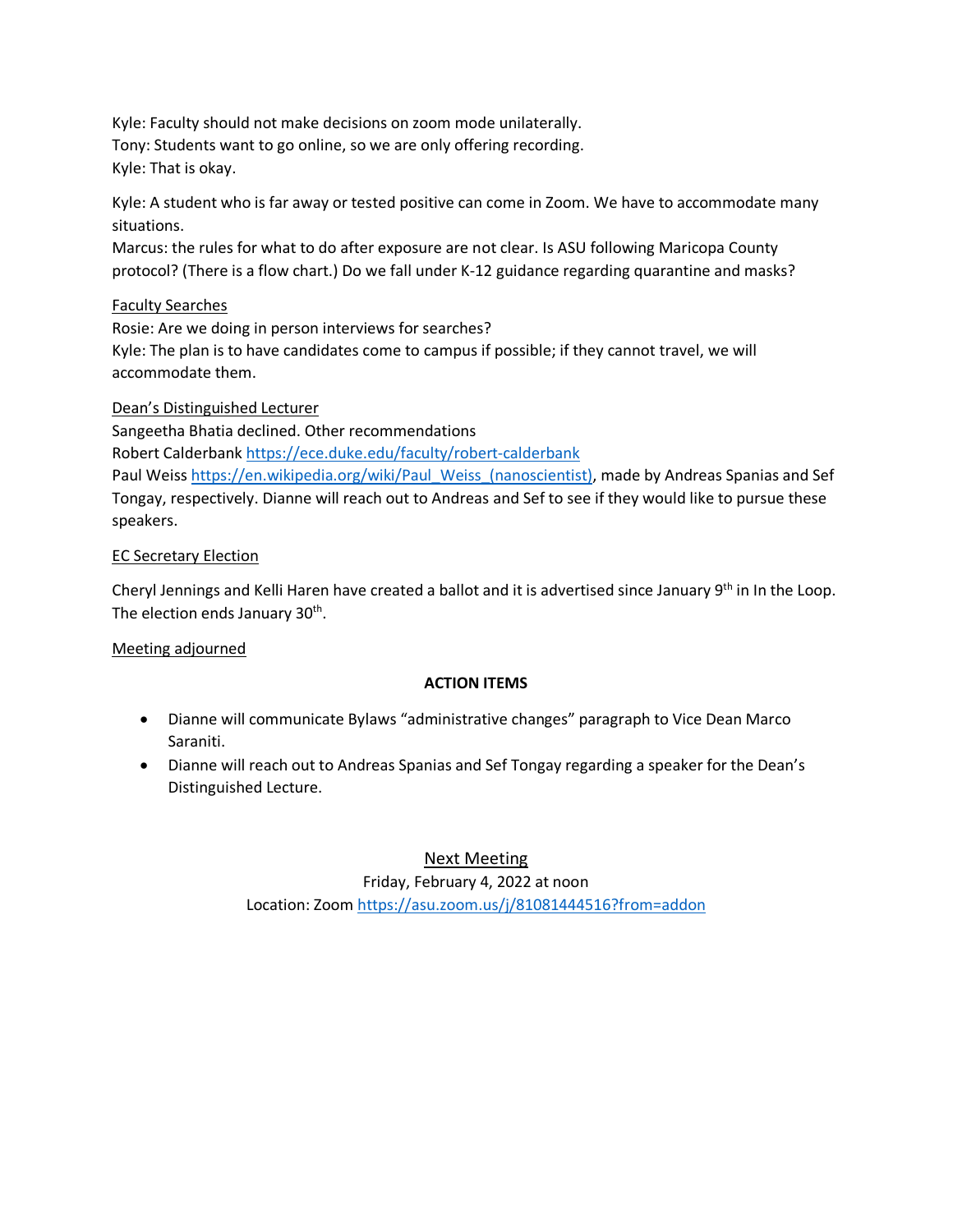Kyle: Faculty should not make decisions on zoom mode unilaterally.
Tony: Students want to go online, so we are only offering recording.
Kyle: That is okay.

Kyle: A student who is far away or tested positive can come in Zoom. We have to accommodate many situations.
Marcus: the rules for what to do after exposure are not clear. Is ASU following Maricopa County protocol? (There is a flow chart.) Do we fall under K-12 guidance regarding quarantine and masks?

Faculty Searches

Rosie: Are we doing in person interviews for searches?
Kyle: The plan is to have candidates come to campus if possible; if they cannot travel, we will accommodate them.

Dean's Distinguished Lecturer

Sangeetha Bhatia declined. Other recommendations
Robert Calderbank https://ece.duke.edu/faculty/robert-calderbank
Paul Weiss https://en.wikipedia.org/wiki/Paul_Weiss_(nanoscientist), made by Andreas Spanias and Sef Tongay, respectively. Dianne will reach out to Andreas and Sef to see if they would like to pursue these speakers.

EC Secretary Election

Cheryl Jennings and Kelli Haren have created a ballot and it is advertised since January 9th in In the Loop. The election ends January 30th.

Meeting adjourned

**ACTION ITEMS**

- Dianne will communicate Bylaws "administrative changes" paragraph to Vice Dean Marco Saraniti.
- Dianne will reach out to Andreas Spanias and Sef Tongay regarding a speaker for the Dean's Distinguished Lecture.

Next Meeting

Friday, February 4, 2022 at noon
Location: Zoom https://asu.zoom.us/j/81081444516?from=addon